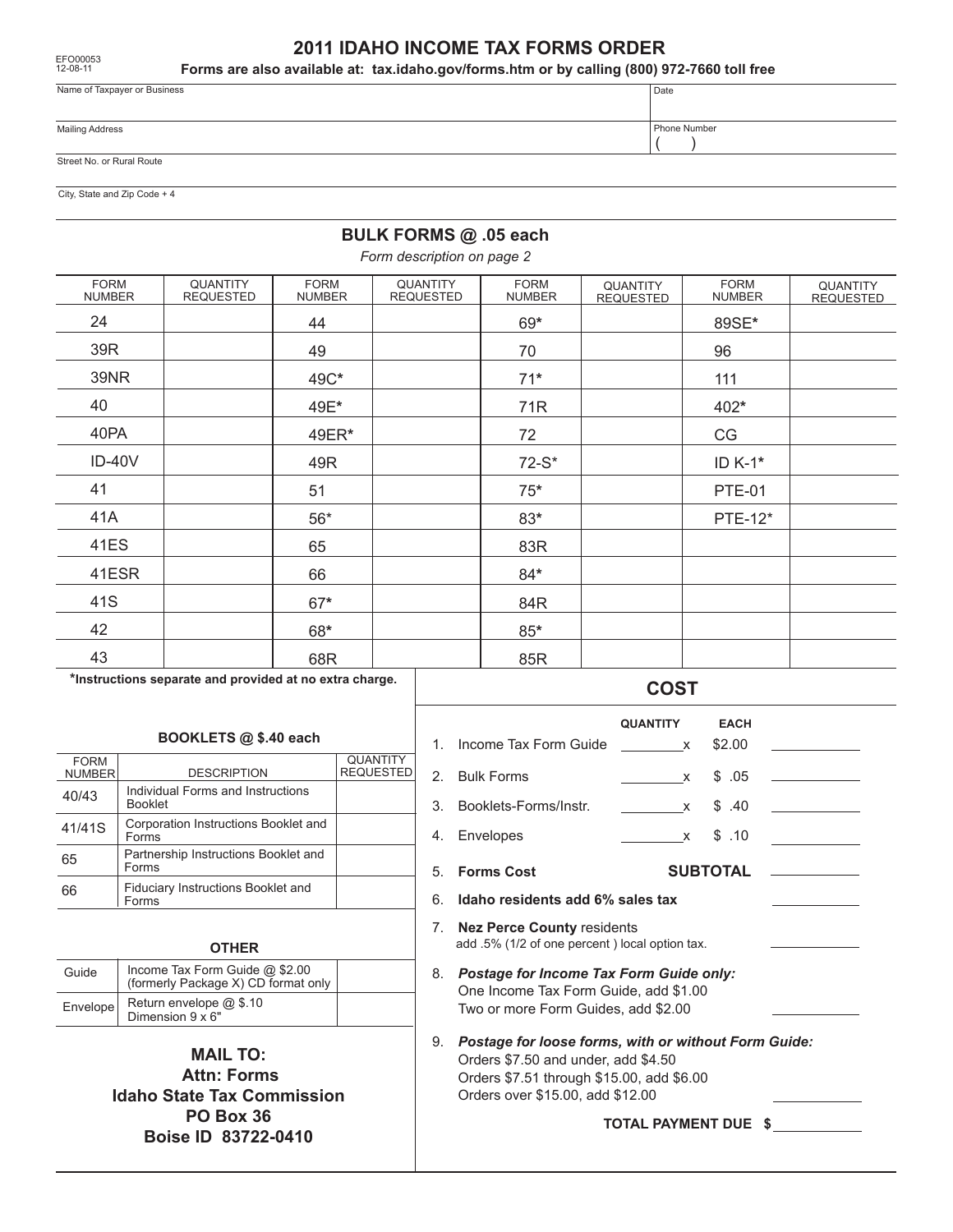EFO00053
12-08-11

# 2011 IDAHO INCOME TAX FORMS ORDER

**Forms are also available at: tax.idaho.gov/forms.htm or by calling (800) 972-7660 toll free**

| Name of Taxpayer or Business | Date |
|---|---|
| Mailing Address | Phone Number ( ) |
| Street No. or Rural Route | |
| City, State and Zip Code + 4 | |

## BULK FORMS @ .05 each

*Form description on page 2*

| FORM NUMBER | QUANTITY REQUESTED | FORM NUMBER | QUANTITY REQUESTED | FORM NUMBER | QUANTITY REQUESTED | FORM NUMBER | QUANTITY REQUESTED |
|---|---|---|---|---|---|---|---|
| 24 | | 44 | | 69* | | 89SE* | |
| 39R | | 49 | | 70 | | 96 | |
| 39NR | | 49C* | | 71* | | 111 | |
| 40 | | 49E* | | 71R | | 402* | |
| 40PA | | 49ER* | | 72 | | CG | |
| ID-40V | | 49R | | 72-S* | | ID K-1* | |
| 41 | | 51 | | 75* | | PTE-01 | |
| 41A | | 56* | | 83* | | PTE-12* | |
| 41ES | | 65 | | 83R | | | |
| 41ESR | | 66 | | 84* | | | |
| 41S | | 67* | | 84R | | | |
| 42 | | 68* | | 85* | | | |
| 43 | | 68R | | 85R | | | |

**\*Instructions separate and provided at no extra charge.**

### BOOKLETS @ $.40 each

| FORM NUMBER | DESCRIPTION | QUANTITY REQUESTED |
|---|---|---|
| 40/43 | Individual Forms and Instructions Booklet | |
| 41/41S | Corporation Instructions Booklet and Forms | |
| 65 | Partnership Instructions Booklet and Forms | |
| 66 | Fiduciary Instructions Booklet and Forms | |

### OTHER

| | | |
|---|---|---|
| Guide | Income Tax Form Guide @ $2.00 (formerly Package X) CD format only | |
| Envelope | Return envelope @ $.10 Dimension 9 x 6" | |

**MAIL TO:**
**Attn: Forms**
**Idaho State Tax Commission**
**PO Box 36**
**Boise ID 83722-0410**

## COST

| | | QUANTITY | EACH | |
|---|---|---|---|---|
| 1. | Income Tax Form Guide | ______ x | $2.00 | ______ |
| 2. | Bulk Forms | ______ x | $ .05 | ______ |
| 3. | Booklets-Forms/Instr. | ______ x | $ .40 | ______ |
| 4. | Envelopes | ______ x | $ .10 | ______ |
| 5. | **Forms Cost** | | **SUBTOTAL** | ______ |
| 6. | **Idaho residents add 6% sales tax** | | | ______ |
| 7. | **Nez Perce County** residents add .5% (1/2 of one percent ) local option tax. | | | ______ |
| 8. | ***Postage for Income Tax Form Guide only:*** One Income Tax Form Guide, add $1.00; Two or more Form Guides, add $2.00 | | | ______ |
| 9. | ***Postage for loose forms, with or without Form Guide:*** Orders $7.50 and under, add $4.50; Orders $7.51 through $15.00, add $6.00; Orders over $15.00, add $12.00 | | | ______ |

**TOTAL PAYMENT DUE $** ______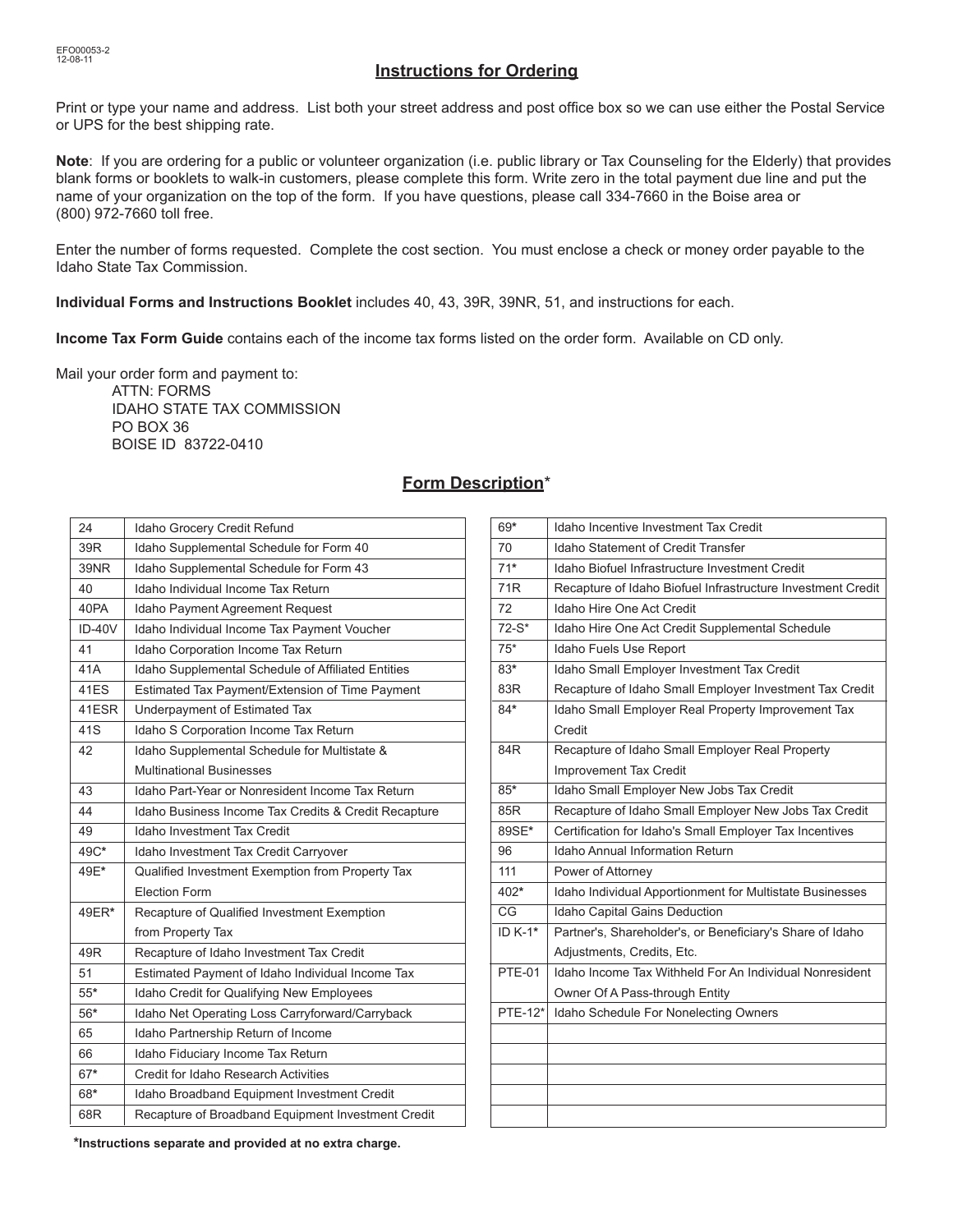EFO00053-2
12-08-11

## Instructions for Ordering

Print or type your name and address. List both your street address and post office box so we can use either the Postal Service or UPS for the best shipping rate.

**Note**: If you are ordering for a public or volunteer organization (i.e. public library or Tax Counseling for the Elderly) that provides blank forms or booklets to walk-in customers, please complete this form. Write zero in the total payment due line and put the name of your organization on the top of the form. If you have questions, please call 334-7660 in the Boise area or (800) 972-7660 toll free.

Enter the number of forms requested. Complete the cost section. You must enclose a check or money order payable to the Idaho State Tax Commission.

**Individual Forms and Instructions Booklet** includes 40, 43, 39R, 39NR, 51, and instructions for each.

**Income Tax Form Guide** contains each of the income tax forms listed on the order form. Available on CD only.

Mail your order form and payment to:

ATTN: FORMS
IDAHO STATE TAX COMMISSION
PO BOX 36
BOISE ID 83722-0410

## Form Description*

| | |
|---|---|
| 24 | Idaho Grocery Credit Refund |
| 39R | Idaho Supplemental Schedule for Form 40 |
| 39NR | Idaho Supplemental Schedule for Form 43 |
| 40 | Idaho Individual Income Tax Return |
| 40PA | Idaho Payment Agreement Request |
| ID-40V | Idaho Individual Income Tax Payment Voucher |
| 41 | Idaho Corporation Income Tax Return |
| 41A | Idaho Supplemental Schedule of Affiliated Entities |
| 41ES | Estimated Tax Payment/Extension of Time Payment |
| 41ESR | Underpayment of Estimated Tax |
| 41S | Idaho S Corporation Income Tax Return |
| 42 | Idaho Supplemental Schedule for Multistate & Multinational Businesses |
| 43 | Idaho Part-Year or Nonresident Income Tax Return |
| 44 | Idaho Business Income Tax Credits & Credit Recapture |
| 49 | Idaho Investment Tax Credit |
| 49C* | Idaho Investment Tax Credit Carryover |
| 49E* | Qualified Investment Exemption from Property Tax Election Form |
| 49ER* | Recapture of Qualified Investment Exemption from Property Tax |
| 49R | Recapture of Idaho Investment Tax Credit |
| 51 | Estimated Payment of Idaho Individual Income Tax |
| 55* | Idaho Credit for Qualifying New Employees |
| 56* | Idaho Net Operating Loss Carryforward/Carryback |
| 65 | Idaho Partnership Return of Income |
| 66 | Idaho Fiduciary Income Tax Return |
| 67* | Credit for Idaho Research Activities |
| 68* | Idaho Broadband Equipment Investment Credit |
| 68R | Recapture of Broadband Equipment Investment Credit |
| 69* | Idaho Incentive Investment Tax Credit |
| 70 | Idaho Statement of Credit Transfer |
| 71* | Idaho Biofuel Infrastructure Investment Credit |
| 71R | Recapture of Idaho Biofuel Infrastructure Investment Credit |
| 72 | Idaho Hire One Act Credit |
| 72-S* | Idaho Hire One Act Credit Supplemental Schedule |
| 75* | Idaho Fuels Use Report |
| 83* | Idaho Small Employer Investment Tax Credit |
| 83R | Recapture of Idaho Small Employer Investment Tax Credit |
| 84* | Idaho Small Employer Real Property Improvement Tax Credit |
| 84R | Recapture of Idaho Small Employer Real Property Improvement Tax Credit |
| 85* | Idaho Small Employer New Jobs Tax Credit |
| 85R | Recapture of Idaho Small Employer New Jobs Tax Credit |
| 89SE* | Certification for Idaho's Small Employer Tax Incentives |
| 96 | Idaho Annual Information Return |
| 111 | Power of Attorney |
| 402* | Idaho Individual Apportionment for Multistate Businesses |
| CG | Idaho Capital Gains Deduction |
| ID K-1* | Partner's, Shareholder's, or Beneficiary's Share of Idaho Adjustments, Credits, Etc. |
| PTE-01 | Idaho Income Tax Withheld For An Individual Nonresident Owner Of A Pass-through Entity |
| PTE-12* | Idaho Schedule For Nonelecting Owners |
| | |
| | |
| | |
| | |
| | |

***Instructions separate and provided at no extra charge.**